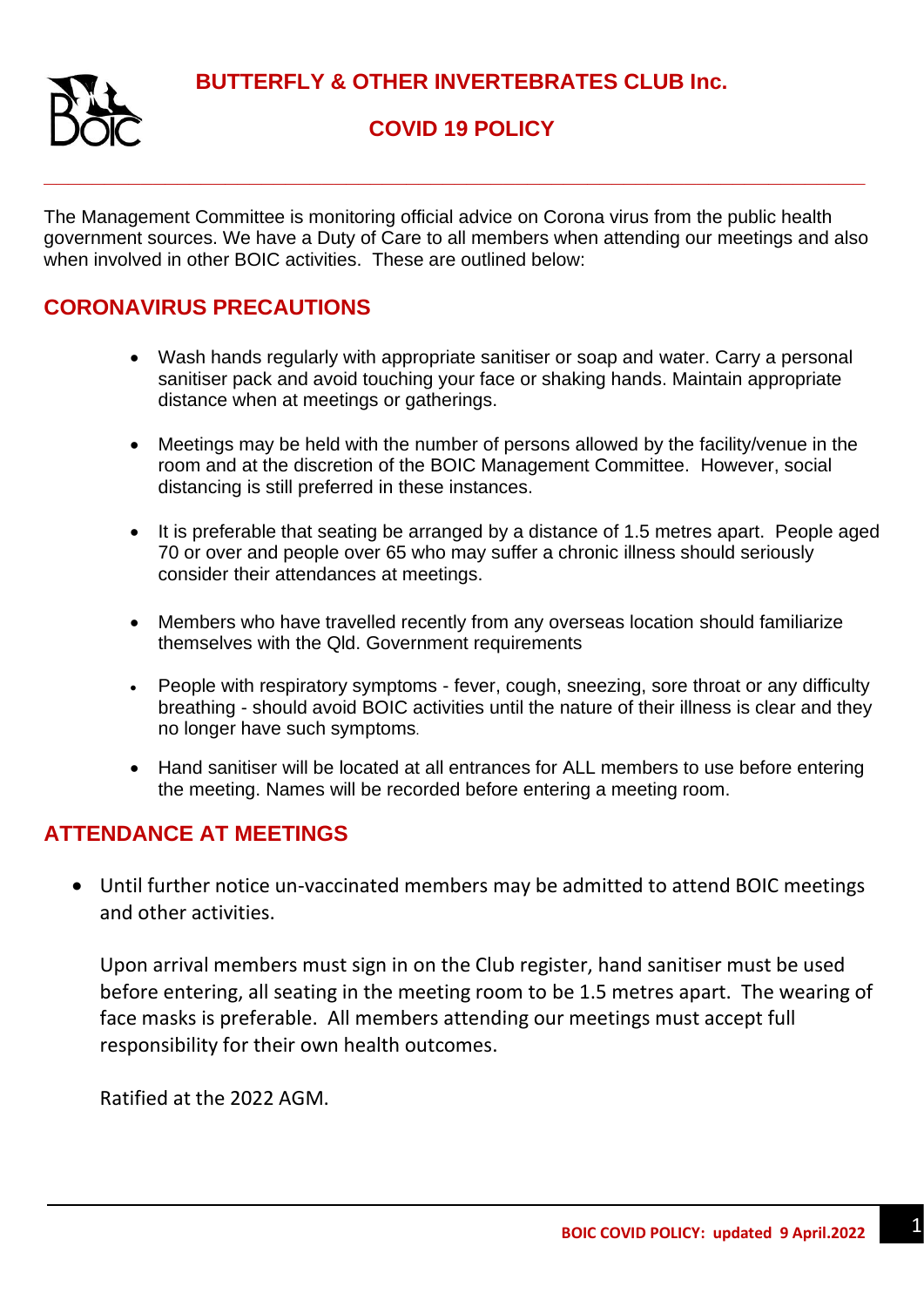# BUTTERFLY & OTHER INVERTEBRATES CLUB Inc.

## COVID 19 POLICY

---

The Management Committee is monitoring official advice on Corona virus from the public health government sources. We have a Duty of Care to all members when attending our meetings and also when involved in other BOIC activities. These are outlined below:

## CORONAVIRUS PRECAUTIONS

- Wash hands regularly with appropriate sanitiser or soap and water. Carry a personal sanitiser pack and avoid touching your face or shaking hands. Maintain appropriate distance when at meetings or gatherings.
- Meetings may be held with the number of persons allowed by the facility/venue in the room and at the discretion of the BOIC Management Committee. However, social distancing is still preferred in these instances.
- It is preferable that seating be arranged by a distance of 1.5 metres apart. People aged 70 or over and people over 65 who may suffer a chronic illness should seriously consider their attendances at meetings.
- Members who have travelled recently from any overseas location should familiarize themselves with the Qld. Government requirements
- People with respiratory symptoms - fever, cough, sneezing, sore throat or any difficulty breathing - should avoid BOIC activities until the nature of their illness is clear and they no longer have such symptoms.
- Hand sanitiser will be located at all entrances for ALL members to use before entering the meeting. Names will be recorded before entering a meeting room.

## ATTENDANCE AT MEETINGS

- Until further notice un-vaccinated members may be admitted to attend BOIC meetings and other activities.

  Upon arrival members must sign in on the Club register, hand sanitiser must be used before entering, all seating in the meeting room to be 1.5 metres apart. The wearing of face masks is preferable. All members attending our meetings must accept full responsibility for their own health outcomes.

  Ratified at the 2022 AGM.

**BOIC COVID POLICY: updated 9 April.2022**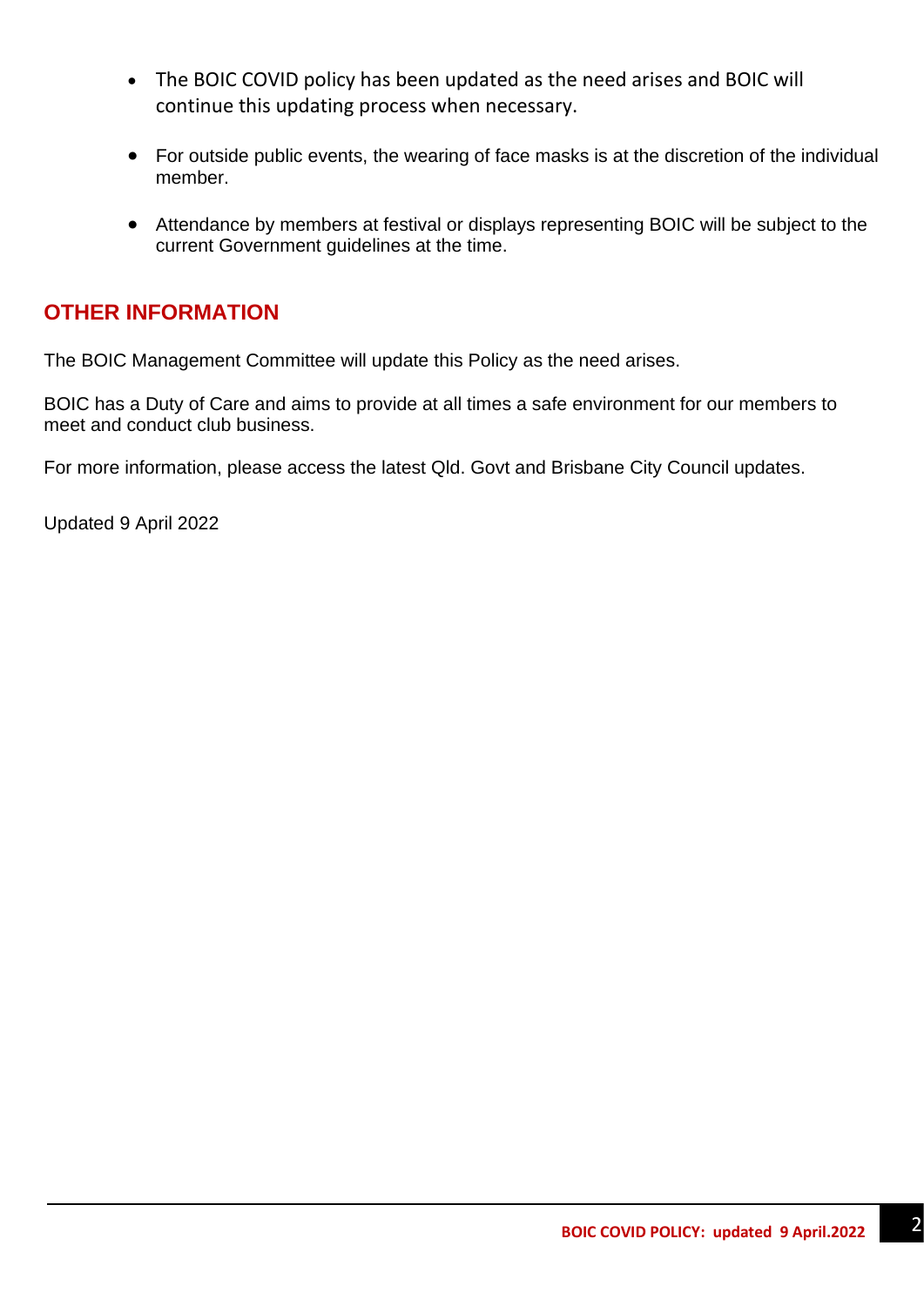- The BOIC COVID policy has been updated as the need arises and BOIC will continue this updating process when necessary.
- For outside public events, the wearing of face masks is at the discretion of the individual member.
- Attendance by members at festival or displays representing BOIC will be subject to the current Government guidelines at the time.

## OTHER INFORMATION

The BOIC Management Committee will update this Policy as the need arises.

BOIC has a Duty of Care and aims to provide at all times a safe environment for our members to meet and conduct club business.

For more information, please access the latest Qld. Govt and Brisbane City Council updates.

Updated 9 April 2022